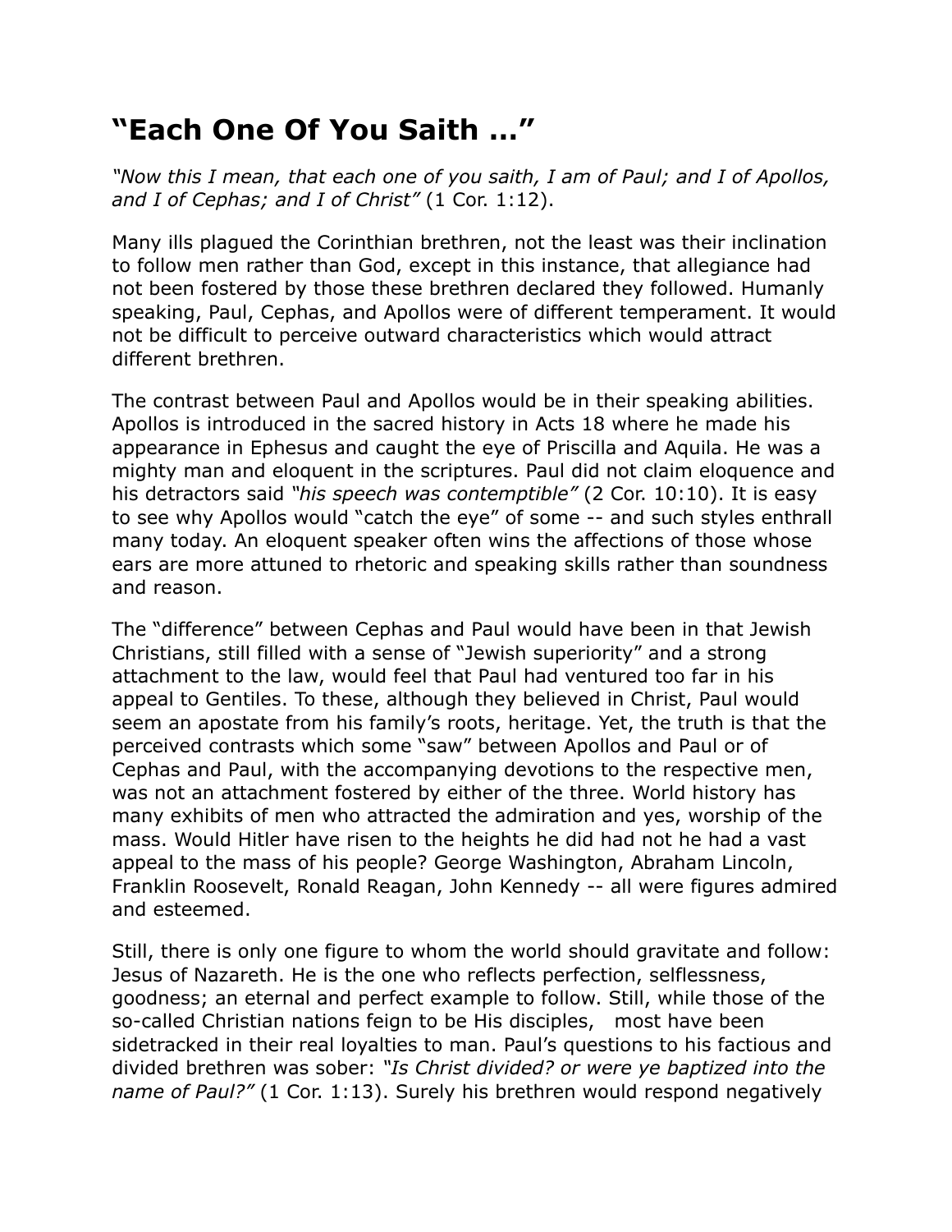# “Each One Of You Saith …”

*“Now this I mean, that each one of you saith, I am of Paul; and I of Apollos, and I of Cephas; and I of Christ”* (1 Cor. 1:12).

Many ills plagued the Corinthian brethren, not the least was their inclination to follow men rather than God, except in this instance, that allegiance had not been fostered by those these brethren declared they followed. Humanly speaking, Paul, Cephas, and Apollos were of different temperament. It would not be difficult to perceive outward characteristics which would attract different brethren.

The contrast between Paul and Apollos would be in their speaking abilities. Apollos is introduced in the sacred history in Acts 18 where he made his appearance in Ephesus and caught the eye of Priscilla and Aquila. He was a mighty man and eloquent in the scriptures. Paul did not claim eloquence and his detractors said *“his speech was contemptible”* (2 Cor. 10:10). It is easy to see why Apollos would “catch the eye” of some -- and such styles enthrall many today. An eloquent speaker often wins the affections of those whose ears are more attuned to rhetoric and speaking skills rather than soundness and reason.

The “difference” between Cephas and Paul would have been in that Jewish Christians, still filled with a sense of “Jewish superiority” and a strong attachment to the law, would feel that Paul had ventured too far in his appeal to Gentiles. To these, although they believed in Christ, Paul would seem an apostate from his family’s roots, heritage. Yet, the truth is that the perceived contrasts which some “saw” between Apollos and Paul or of Cephas and Paul, with the accompanying devotions to the respective men, was not an attachment fostered by either of the three. World history has many exhibits of men who attracted the admiration and yes, worship of the mass. Would Hitler have risen to the heights he did had not he had a vast appeal to the mass of his people? George Washington, Abraham Lincoln, Franklin Roosevelt, Ronald Reagan, John Kennedy -- all were figures admired and esteemed.

Still, there is only one figure to whom the world should gravitate and follow: Jesus of Nazareth. He is the one who reflects perfection, selflessness, goodness; an eternal and perfect example to follow. Still, while those of the so-called Christian nations feign to be His disciples, most have been sidetracked in their real loyalties to man. Paul’s questions to his factious and divided brethren was sober: *“Is Christ divided? or were ye baptized into the name of Paul?”* (1 Cor. 1:13). Surely his brethren would respond negatively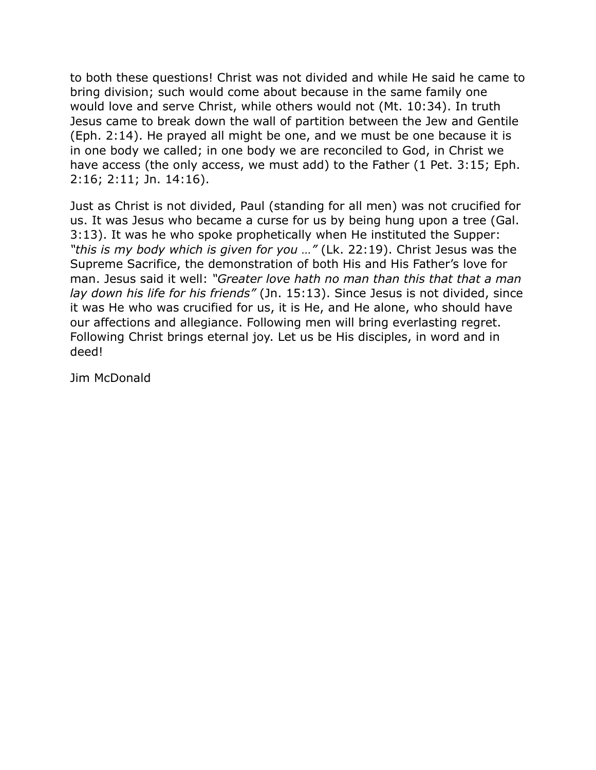to both these questions! Christ was not divided and while He said he came to bring division; such would come about because in the same family one would love and serve Christ, while others would not (Mt. 10:34). In truth Jesus came to break down the wall of partition between the Jew and Gentile (Eph. 2:14). He prayed all might be one, and we must be one because it is in one body we called; in one body we are reconciled to God, in Christ we have access (the only access, we must add) to the Father (1 Pet. 3:15; Eph. 2:16; 2:11; Jn. 14:16).

Just as Christ is not divided, Paul (standing for all men) was not crucified for us. It was Jesus who became a curse for us by being hung upon a tree (Gal. 3:13). It was he who spoke prophetically when He instituted the Supper: *"this is my body which is given for you …"* (Lk. 22:19). Christ Jesus was the Supreme Sacrifice, the demonstration of both His and His Father's love for man. Jesus said it well: *"Greater love hath no man than this that that a man lay down his life for his friends"* (Jn. 15:13). Since Jesus is not divided, since it was He who was crucified for us, it is He, and He alone, who should have our affections and allegiance. Following men will bring everlasting regret. Following Christ brings eternal joy. Let us be His disciples, in word and in deed!

Jim McDonald